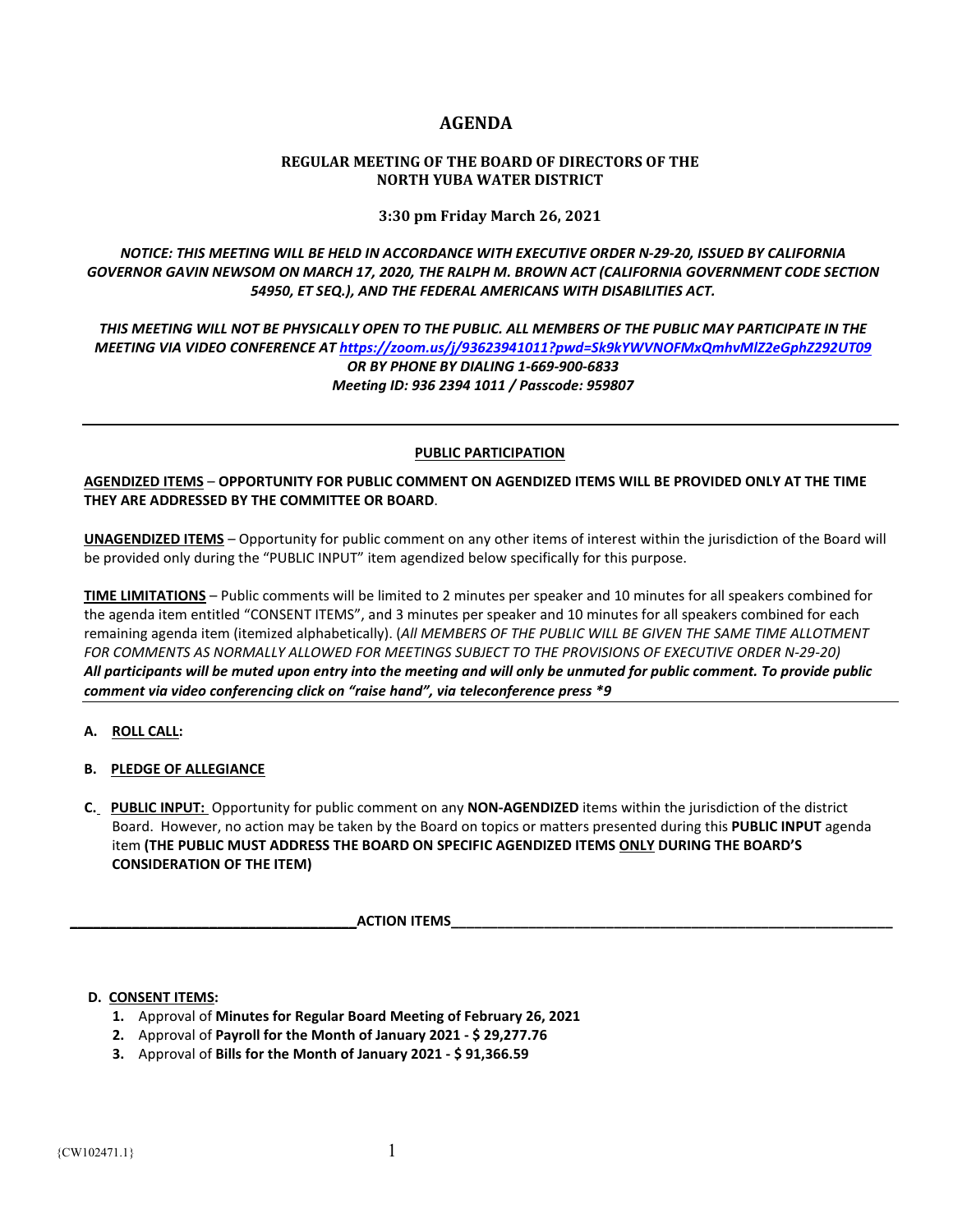# AGENDA

## REGULAR MEETING OF THE BOARD OF DIRECTORS OF THE NORTH YUBA WATER DISTRICT

**3:30 pm Friday March 26, 2021**

***NOTICE: THIS MEETING WILL BE HELD IN ACCORDANCE WITH EXECUTIVE ORDER N-29-20, ISSUED BY CALIFORNIA GOVERNOR GAVIN NEWSOM ON MARCH 17, 2020, THE RALPH M. BROWN ACT (CALIFORNIA GOVERNMENT CODE SECTION 54950, ET SEQ.), AND THE FEDERAL AMERICANS WITH DISABILITIES ACT.***

***THIS MEETING WILL NOT BE PHYSICALLY OPEN TO THE PUBLIC. ALL MEMBERS OF THE PUBLIC MAY PARTICIPATE IN THE MEETING VIA VIDEO CONFERENCE AT [https://zoom.us/j/93623941011?pwd=Sk9kYWVNOFMxQmhvMlZ2eGphZ292UT09](https://zoom.us/j/93623941011?pwd=Sk9kYWVNOFMxQmhvMlZ2eGphZ292UT09) OR BY PHONE BY DIALING 1-669-900-6833***
***Meeting ID: 936 2394 1011 / Passcode: 959807***

---

**PUBLIC PARTICIPATION**

**AGENDIZED ITEMS** – **OPPORTUNITY FOR PUBLIC COMMENT ON AGENDIZED ITEMS WILL BE PROVIDED ONLY AT THE TIME THEY ARE ADDRESSED BY THE COMMITTEE OR BOARD**.

**UNAGENDIZED ITEMS** – Opportunity for public comment on any other items of interest within the jurisdiction of the Board will be provided only during the "PUBLIC INPUT" item agendized below specifically for this purpose.

**TIME LIMITATIONS** – Public comments will be limited to 2 minutes per speaker and 10 minutes for all speakers combined for the agenda item entitled "CONSENT ITEMS", and 3 minutes per speaker and 10 minutes for all speakers combined for each remaining agenda item (itemized alphabetically). (*All MEMBERS OF THE PUBLIC WILL BE GIVEN THE SAME TIME ALLOTMENT FOR COMMENTS AS NORMALLY ALLOWED FOR MEETINGS SUBJECT TO THE PROVISIONS OF EXECUTIVE ORDER N-29-20)*
***All participants will be muted upon entry into the meeting and will only be unmuted for public comment. To provide public comment via video conferencing click on "raise hand", via teleconference press *9***

---

**A. ROLL CALL:**

**B. PLEDGE OF ALLEGIANCE**

**C. PUBLIC INPUT:** Opportunity for public comment on any **NON-AGENDIZED** items within the jurisdiction of the district Board. However, no action may be taken by the Board on topics or matters presented during this **PUBLIC INPUT** agenda item **(THE PUBLIC MUST ADDRESS THE BOARD ON SPECIFIC AGENDIZED ITEMS ONLY DURING THE BOARD'S CONSIDERATION OF THE ITEM)**

**ACTION ITEMS**

**D. CONSENT ITEMS:**

1. Approval of **Minutes for Regular Board Meeting of February 26, 2021**
2. Approval of **Payroll for the Month of January 2021 - $ 29,277.76**
3. Approval of **Bills for the Month of January 2021 - $ 91,366.59**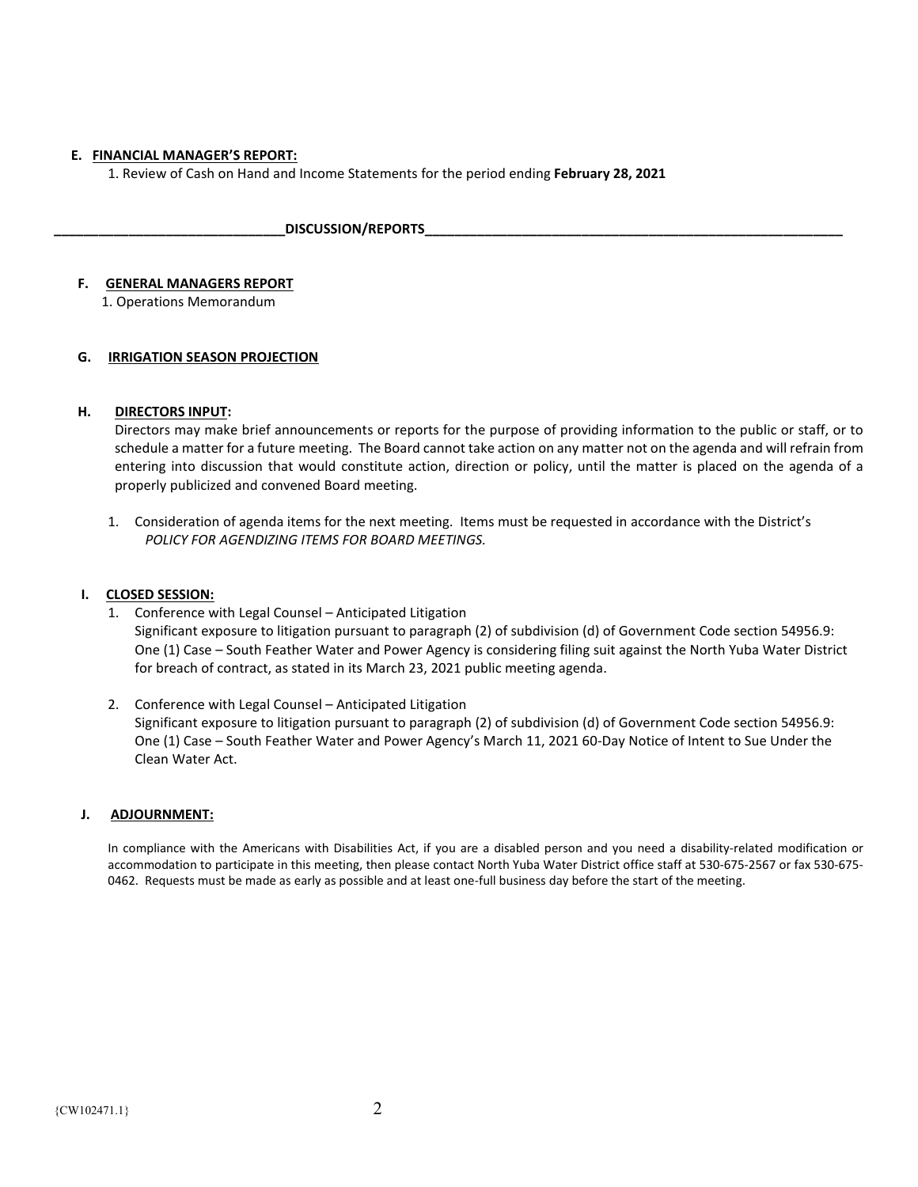**E. FINANCIAL MANAGER'S REPORT:**

1. Review of Cash on Hand and Income Statements for the period ending **February 28, 2021**

**DISCUSSION/REPORTS**

**F. GENERAL MANAGERS REPORT**

1. Operations Memorandum

**G. IRRIGATION SEASON PROJECTION**

**H. DIRECTORS INPUT:**

Directors may make brief announcements or reports for the purpose of providing information to the public or staff, or to schedule a matter for a future meeting. The Board cannot take action on any matter not on the agenda and will refrain from entering into discussion that would constitute action, direction or policy, until the matter is placed on the agenda of a properly publicized and convened Board meeting.

1. Consideration of agenda items for the next meeting. Items must be requested in accordance with the District's *POLICY FOR AGENDIZING ITEMS FOR BOARD MEETINGS.*

**I. CLOSED SESSION:**

1. Conference with Legal Counsel – Anticipated Litigation
   Significant exposure to litigation pursuant to paragraph (2) of subdivision (d) of Government Code section 54956.9: One (1) Case – South Feather Water and Power Agency is considering filing suit against the North Yuba Water District for breach of contract, as stated in its March 23, 2021 public meeting agenda.

2. Conference with Legal Counsel – Anticipated Litigation
   Significant exposure to litigation pursuant to paragraph (2) of subdivision (d) of Government Code section 54956.9: One (1) Case – South Feather Water and Power Agency's March 11, 2021 60-Day Notice of Intent to Sue Under the Clean Water Act.

**J. ADJOURNMENT:**

In compliance with the Americans with Disabilities Act, if you are a disabled person and you need a disability-related modification or accommodation to participate in this meeting, then please contact North Yuba Water District office staff at 530-675-2567 or fax 530-675-0462. Requests must be made as early as possible and at least one-full business day before the start of the meeting.

{CW102471.1}